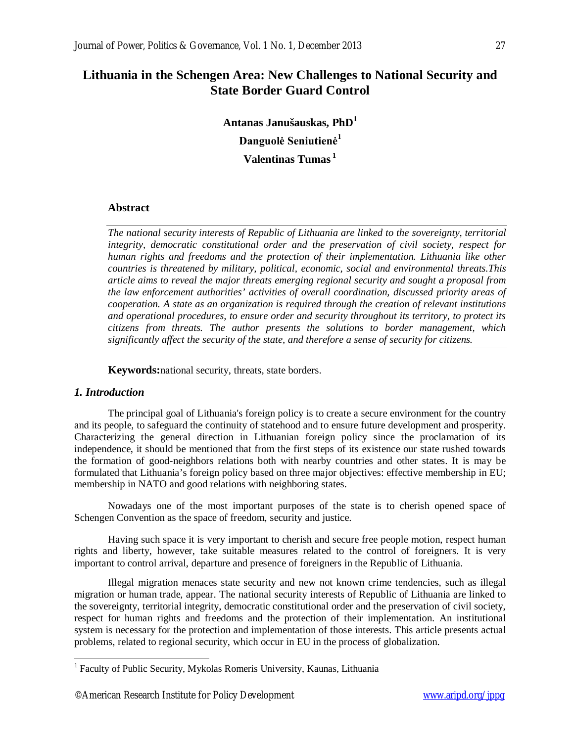# Lithuania in the Schengen Area: New Challenges to National Security and State Border Guard Control

**Antanas Janušauskas, PhD[1]**

**Danguolė Seniutienė[1]**

**Valentinas Tumas[1]**

## Abstract

*The national security interests of Republic of Lithuania are linked to the sovereignty, territorial integrity, democratic constitutional order and the preservation of civil society, respect for human rights and freedoms and the protection of their implementation. Lithuania like other countries is threatened by military, political, economic, social and environmental threats.This article aims to reveal the major threats emerging regional security and sought a proposal from the law enforcement authorities' activities of overall coordination, discussed priority areas of cooperation. A state as an organization is required through the creation of relevant institutions and operational procedures, to ensure order and security throughout its territory, to protect its citizens from threats. The author presents the solutions to border management, which significantly affect the security of the state, and therefore a sense of security for citizens.*

**Keywords:**national security, threats, state borders.

## *1. Introduction*

The principal goal of Lithuania's foreign policy is to create a secure environment for the country and its people, to safeguard the continuity of statehood and to ensure future development and prosperity. Characterizing the general direction in Lithuanian foreign policy since the proclamation of its independence, it should be mentioned that from the first steps of its existence our state rushed towards the formation of good-neighbors relations both with nearby countries and other states. It is may be formulated that Lithuania's foreign policy based on three major objectives: effective membership in EU; membership in NATO and good relations with neighboring states.

Nowadays one of the most important purposes of the state is to cherish opened space of Schengen Convention as the space of freedom, security and justice.

Having such space it is very important to cherish and secure free people motion, respect human rights and liberty, however, take suitable measures related to the control of foreigners. It is very important to control arrival, departure and presence of foreigners in the Republic of Lithuania.

Illegal migration menaces state security and new not known crime tendencies, such as illegal migration or human trade, appear. The national security interests of Republic of Lithuania are linked to the sovereignty, territorial integrity, democratic constitutional order and the preservation of civil society, respect for human rights and freedoms and the protection of their implementation. An institutional system is necessary for the protection and implementation of those interests. This article presents actual problems, related to regional security, which occur in EU in the process of globalization.

[1] Faculty of Public Security, Mykolas Romeris University, Kaunas, Lithuania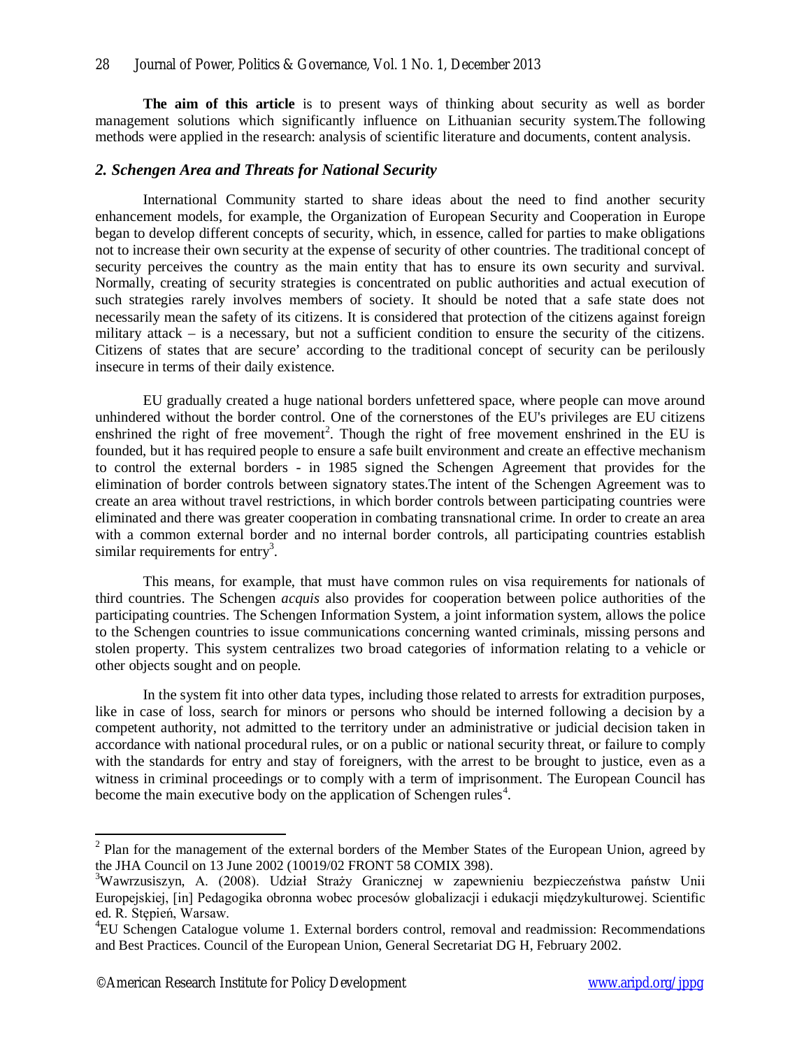**The aim of this article** is to present ways of thinking about security as well as border management solutions which significantly influence on Lithuanian security system.The following methods were applied in the research: analysis of scientific literature and documents, content analysis.

## *2. Schengen Area and Threats for National Security*

International Community started to share ideas about the need to find another security enhancement models, for example, the Organization of European Security and Cooperation in Europe began to develop different concepts of security, which, in essence, called for parties to make obligations not to increase their own security at the expense of security of other countries. The traditional concept of security perceives the country as the main entity that has to ensure its own security and survival. Normally, creating of security strategies is concentrated on public authorities and actual execution of such strategies rarely involves members of society. It should be noted that a safe state does not necessarily mean the safety of its citizens. It is considered that protection of the citizens against foreign military attack – is a necessary, but not a sufficient condition to ensure the security of the citizens. Citizens of states that are secure' according to the traditional concept of security can be perilously insecure in terms of their daily existence.

EU gradually created a huge national borders unfettered space, where people can move around unhindered without the border control. One of the cornerstones of the EU's privileges are EU citizens enshrined the right of free movement[2]. Though the right of free movement enshrined in the EU is founded, but it has required people to ensure a safe built environment and create an effective mechanism to control the external borders - in 1985 signed the Schengen Agreement that provides for the elimination of border controls between signatory states.The intent of the Schengen Agreement was to create an area without travel restrictions, in which border controls between participating countries were eliminated and there was greater cooperation in combating transnational crime. In order to create an area with a common external border and no internal border controls, all participating countries establish similar requirements for entry[3].

This means, for example, that must have common rules on visa requirements for nationals of third countries. The Schengen *acquis* also provides for cooperation between police authorities of the participating countries. The Schengen Information System, a joint information system, allows the police to the Schengen countries to issue communications concerning wanted criminals, missing persons and stolen property. This system centralizes two broad categories of information relating to a vehicle or other objects sought and on people.

In the system fit into other data types, including those related to arrests for extradition purposes, like in case of loss, search for minors or persons who should be interned following a decision by a competent authority, not admitted to the territory under an administrative or judicial decision taken in accordance with national procedural rules, or on a public or national security threat, or failure to comply with the standards for entry and stay of foreigners, with the arrest to be brought to justice, even as a witness in criminal proceedings or to comply with a term of imprisonment. The European Council has become the main executive body on the application of Schengen rules[4].

---

[2] Plan for the management of the external borders of the Member States of the European Union, agreed by the JHA Council on 13 June 2002 (10019/02 FRONT 58 COMIX 398).

[3] Wawrzusiszyn, A. (2008). Udział Straży Granicznej w zapewnieniu bezpieczeństwa państw Unii Europejskiej, [in] Pedagogika obronna wobec procesów globalizacji i edukacji międzykulturowej. Scientific ed. R. Stępień, Warsaw.

[4] EU Schengen Catalogue volume 1. External borders control, removal and readmission: Recommendations and Best Practices. Council of the European Union, General Secretariat DG H, February 2002.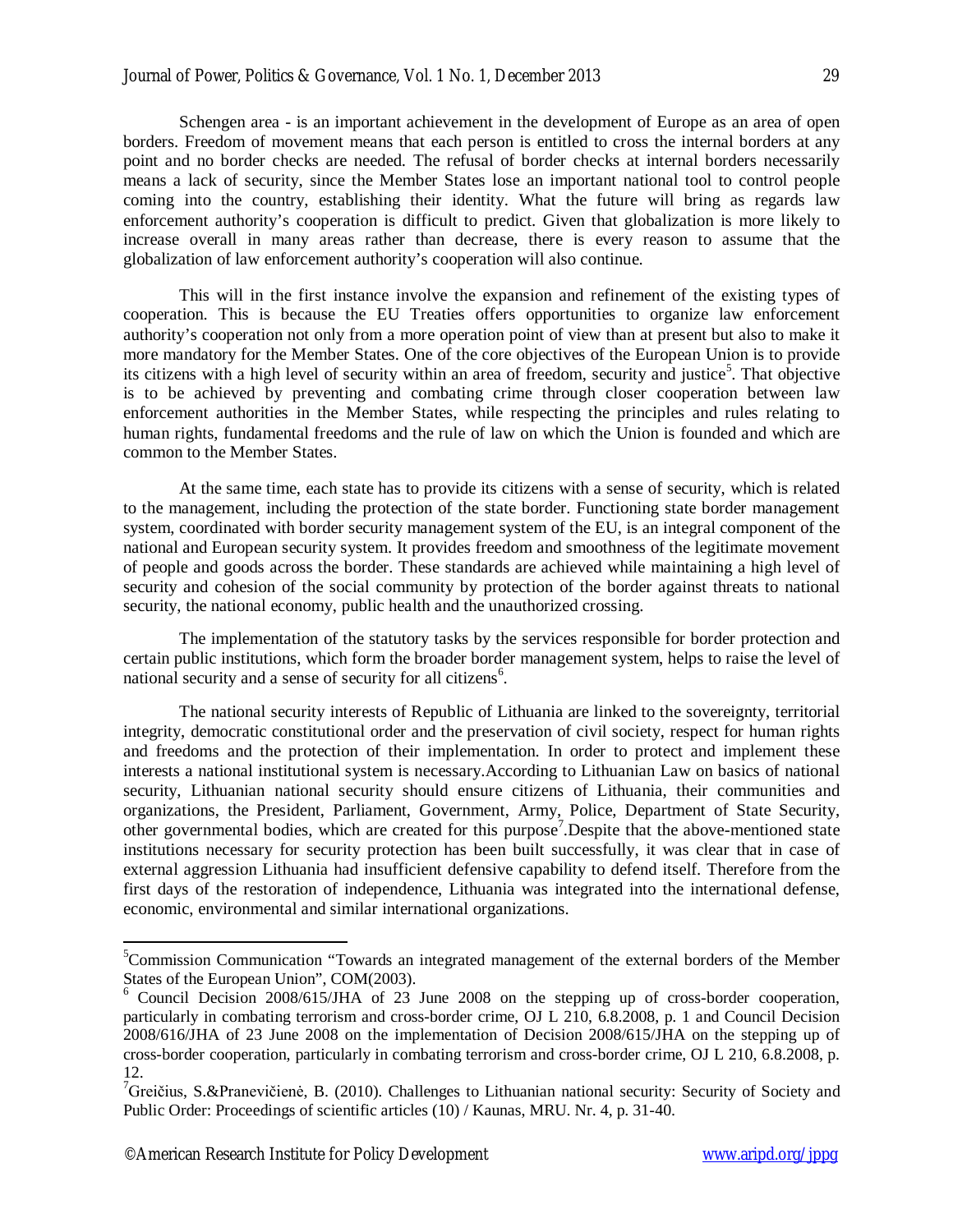Schengen area - is an important achievement in the development of Europe as an area of open borders. Freedom of movement means that each person is entitled to cross the internal borders at any point and no border checks are needed. The refusal of border checks at internal borders necessarily means a lack of security, since the Member States lose an important national tool to control people coming into the country, establishing their identity. What the future will bring as regards law enforcement authority's cooperation is difficult to predict. Given that globalization is more likely to increase overall in many areas rather than decrease, there is every reason to assume that the globalization of law enforcement authority's cooperation will also continue.

This will in the first instance involve the expansion and refinement of the existing types of cooperation. This is because the EU Treaties offers opportunities to organize law enforcement authority's cooperation not only from a more operation point of view than at present but also to make it more mandatory for the Member States. One of the core objectives of the European Union is to provide its citizens with a high level of security within an area of freedom, security and justice[5]. That objective is to be achieved by preventing and combating crime through closer cooperation between law enforcement authorities in the Member States, while respecting the principles and rules relating to human rights, fundamental freedoms and the rule of law on which the Union is founded and which are common to the Member States.

At the same time, each state has to provide its citizens with a sense of security, which is related to the management, including the protection of the state border. Functioning state border management system, coordinated with border security management system of the EU, is an integral component of the national and European security system. It provides freedom and smoothness of the legitimate movement of people and goods across the border. These standards are achieved while maintaining a high level of security and cohesion of the social community by protection of the border against threats to national security, the national economy, public health and the unauthorized crossing.

The implementation of the statutory tasks by the services responsible for border protection and certain public institutions, which form the broader border management system, helps to raise the level of national security and a sense of security for all citizens[6].

The national security interests of Republic of Lithuania are linked to the sovereignty, territorial integrity, democratic constitutional order and the preservation of civil society, respect for human rights and freedoms and the protection of their implementation. In order to protect and implement these interests a national institutional system is necessary.According to Lithuanian Law on basics of national security, Lithuanian national security should ensure citizens of Lithuania, their communities and organizations, the President, Parliament, Government, Army, Police, Department of State Security, other governmental bodies, which are created for this purpose[7].Despite that the above-mentioned state institutions necessary for security protection has been built successfully, it was clear that in case of external aggression Lithuania had insufficient defensive capability to defend itself. Therefore from the first days of the restoration of independence, Lithuania was integrated into the international defense, economic, environmental and similar international organizations.

---

[5]Commission Communication "Towards an integrated management of the external borders of the Member States of the European Union", COM(2003).

[6] Council Decision 2008/615/JHA of 23 June 2008 on the stepping up of cross-border cooperation, particularly in combating terrorism and cross-border crime, OJ L 210, 6.8.2008, p. 1 and Council Decision 2008/616/JHA of 23 June 2008 on the implementation of Decision 2008/615/JHA on the stepping up of cross-border cooperation, particularly in combating terrorism and cross-border crime, OJ L 210, 6.8.2008, p. 12.

[7]Greičius, S.&Pranevičienė, B. (2010). Challenges to Lithuanian national security: Security of Society and Public Order: Proceedings of scientific articles (10) / Kaunas, MRU. Nr. 4, p. 31-40.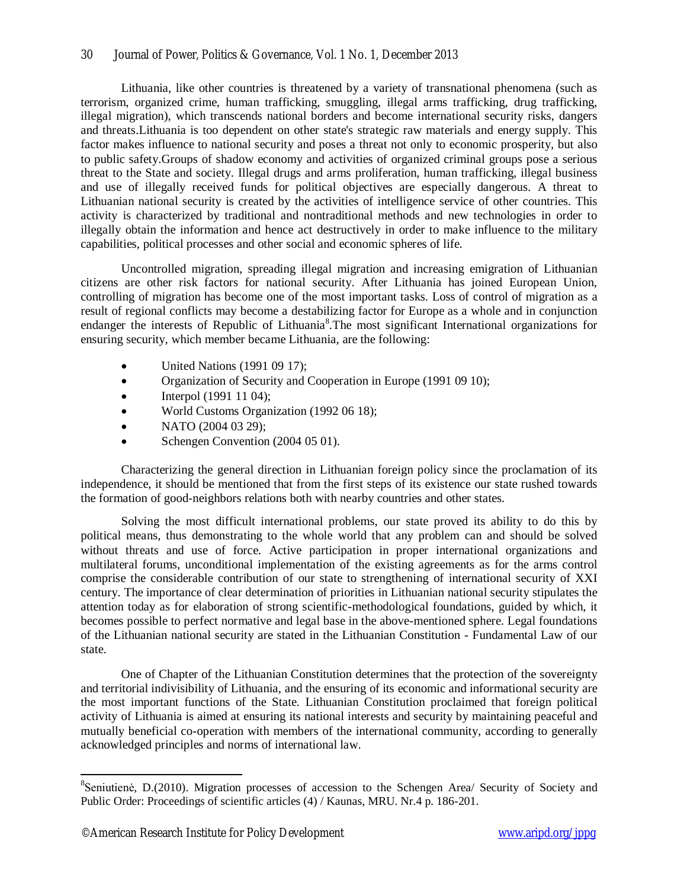Lithuania, like other countries is threatened by a variety of transnational phenomena (such as terrorism, organized crime, human trafficking, smuggling, illegal arms trafficking, drug trafficking, illegal migration), which transcends national borders and become international security risks, dangers and threats.Lithuania is too dependent on other state's strategic raw materials and energy supply. This factor makes influence to national security and poses a threat not only to economic prosperity, but also to public safety.Groups of shadow economy and activities of organized criminal groups pose a serious threat to the State and society. Illegal drugs and arms proliferation, human trafficking, illegal business and use of illegally received funds for political objectives are especially dangerous. A threat to Lithuanian national security is created by the activities of intelligence service of other countries. This activity is characterized by traditional and nontraditional methods and new technologies in order to illegally obtain the information and hence act destructively in order to make influence to the military capabilities, political processes and other social and economic spheres of life.

Uncontrolled migration, spreading illegal migration and increasing emigration of Lithuanian citizens are other risk factors for national security. After Lithuania has joined European Union, controlling of migration has become one of the most important tasks. Loss of control of migration as a result of regional conflicts may become a destabilizing factor for Europe as a whole and in conjunction endanger the interests of Republic of Lithuania[8].The most significant International organizations for ensuring security, which member became Lithuania, are the following:

- United Nations (1991 09 17);
- Organization of Security and Cooperation in Europe (1991 09 10);
- Interpol (1991 11 04);
- World Customs Organization (1992 06 18);
- NATO (2004 03 29);
- Schengen Convention (2004 05 01).

Characterizing the general direction in Lithuanian foreign policy since the proclamation of its independence, it should be mentioned that from the first steps of its existence our state rushed towards the formation of good-neighbors relations both with nearby countries and other states.

Solving the most difficult international problems, our state proved its ability to do this by political means, thus demonstrating to the whole world that any problem can and should be solved without threats and use of force. Active participation in proper international organizations and multilateral forums, unconditional implementation of the existing agreements as for the arms control comprise the considerable contribution of our state to strengthening of international security of XXI century. The importance of clear determination of priorities in Lithuanian national security stipulates the attention today as for elaboration of strong scientific-methodological foundations, guided by which, it becomes possible to perfect normative and legal base in the above-mentioned sphere. Legal foundations of the Lithuanian national security are stated in the Lithuanian Constitution - Fundamental Law of our state.

One of Chapter of the Lithuanian Constitution determines that the protection of the sovereignty and territorial indivisibility of Lithuania, and the ensuring of its economic and informational security are the most important functions of the State. Lithuanian Constitution proclaimed that foreign political activity of Lithuania is aimed at ensuring its national interests and security by maintaining peaceful and mutually beneficial co-operation with members of the international community, according to generally acknowledged principles and norms of international law.

---

[8] Seniutienė, D.(2010). Migration processes of accession to the Schengen Area/ Security of Society and Public Order: Proceedings of scientific articles (4) / Kaunas, MRU. Nr.4 p. 186-201.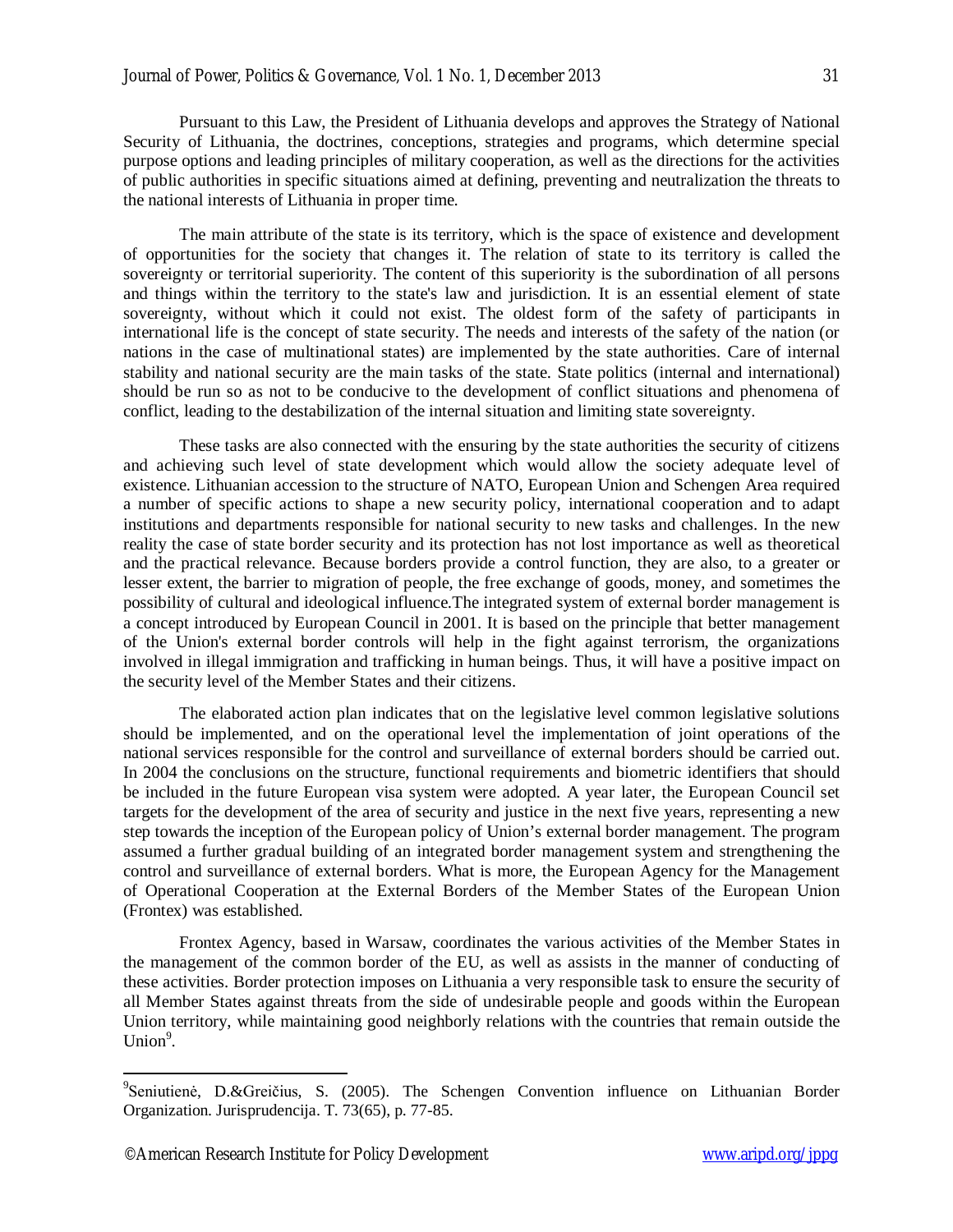Pursuant to this Law, the President of Lithuania develops and approves the Strategy of National Security of Lithuania, the doctrines, conceptions, strategies and programs, which determine special purpose options and leading principles of military cooperation, as well as the directions for the activities of public authorities in specific situations aimed at defining, preventing and neutralization the threats to the national interests of Lithuania in proper time.

The main attribute of the state is its territory, which is the space of existence and development of opportunities for the society that changes it. The relation of state to its territory is called the sovereignty or territorial superiority. The content of this superiority is the subordination of all persons and things within the territory to the state's law and jurisdiction. It is an essential element of state sovereignty, without which it could not exist. The oldest form of the safety of participants in international life is the concept of state security. The needs and interests of the safety of the nation (or nations in the case of multinational states) are implemented by the state authorities. Care of internal stability and national security are the main tasks of the state. State politics (internal and international) should be run so as not to be conducive to the development of conflict situations and phenomena of conflict, leading to the destabilization of the internal situation and limiting state sovereignty.

These tasks are also connected with the ensuring by the state authorities the security of citizens and achieving such level of state development which would allow the society adequate level of existence. Lithuanian accession to the structure of NATO, European Union and Schengen Area required a number of specific actions to shape a new security policy, international cooperation and to adapt institutions and departments responsible for national security to new tasks and challenges. In the new reality the case of state border security and its protection has not lost importance as well as theoretical and the practical relevance. Because borders provide a control function, they are also, to a greater or lesser extent, the barrier to migration of people, the free exchange of goods, money, and sometimes the possibility of cultural and ideological influence.The integrated system of external border management is a concept introduced by European Council in 2001. It is based on the principle that better management of the Union's external border controls will help in the fight against terrorism, the organizations involved in illegal immigration and trafficking in human beings. Thus, it will have a positive impact on the security level of the Member States and their citizens.

The elaborated action plan indicates that on the legislative level common legislative solutions should be implemented, and on the operational level the implementation of joint operations of the national services responsible for the control and surveillance of external borders should be carried out. In 2004 the conclusions on the structure, functional requirements and biometric identifiers that should be included in the future European visa system were adopted. A year later, the European Council set targets for the development of the area of security and justice in the next five years, representing a new step towards the inception of the European policy of Union's external border management. The program assumed a further gradual building of an integrated border management system and strengthening the control and surveillance of external borders. What is more, the European Agency for the Management of Operational Cooperation at the External Borders of the Member States of the European Union (Frontex) was established.

Frontex Agency, based in Warsaw, coordinates the various activities of the Member States in the management of the common border of the EU, as well as assists in the manner of conducting of these activities. Border protection imposes on Lithuania a very responsible task to ensure the security of all Member States against threats from the side of undesirable people and goods within the European Union territory, while maintaining good neighborly relations with the countries that remain outside the Union[9].

---

[9] Seniutienė, D.&Greičius, S. (2005). The Schengen Convention influence on Lithuanian Border Organization. Jurisprudencija. T. 73(65), p. 77-85.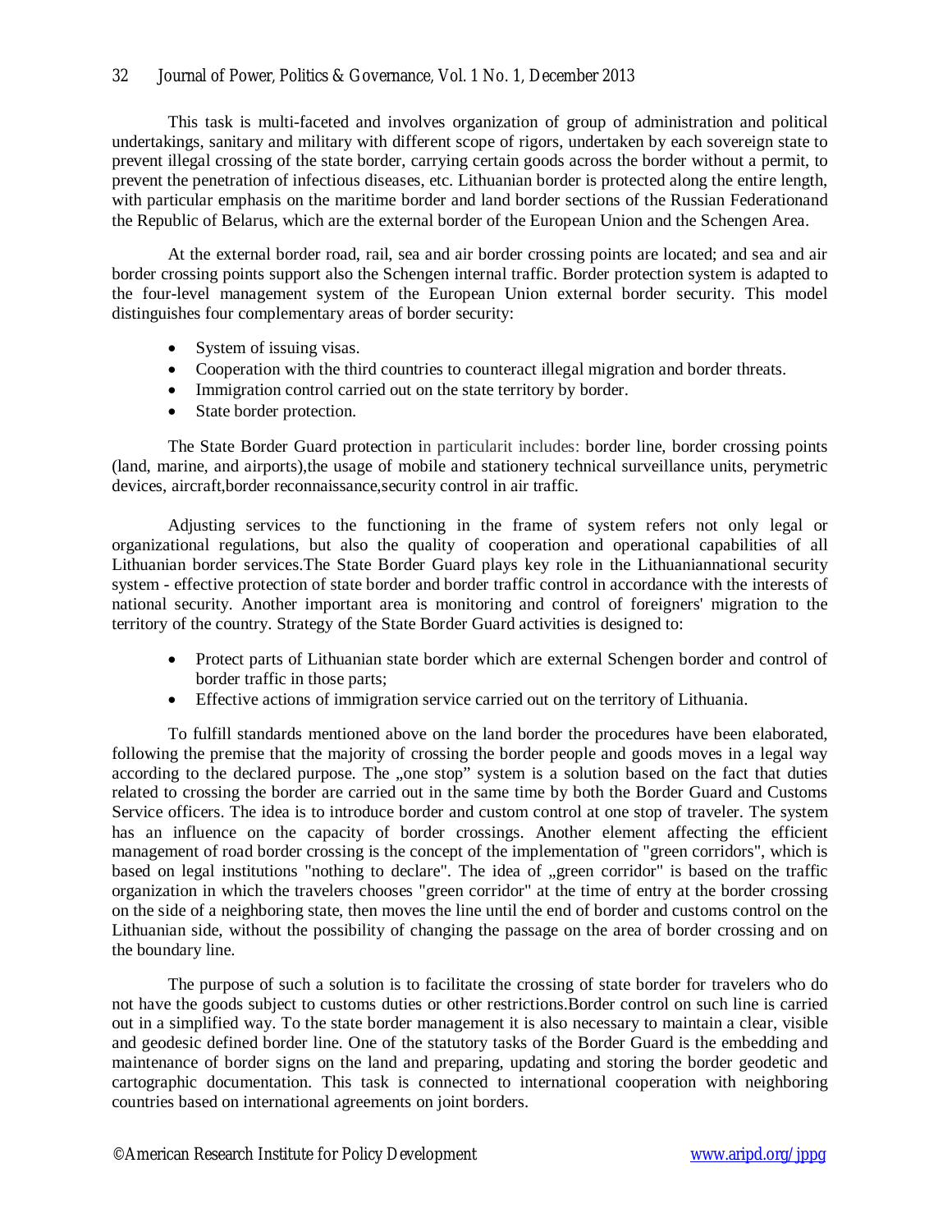This task is multi-faceted and involves organization of group of administration and political undertakings, sanitary and military with different scope of rigors, undertaken by each sovereign state to prevent illegal crossing of the state border, carrying certain goods across the border without a permit, to prevent the penetration of infectious diseases, etc. Lithuanian border is protected along the entire length, with particular emphasis on the maritime border and land border sections of the Russian Federationand the Republic of Belarus, which are the external border of the European Union and the Schengen Area.

At the external border road, rail, sea and air border crossing points are located; and sea and air border crossing points support also the Schengen internal traffic. Border protection system is adapted to the four-level management system of the European Union external border security. This model distinguishes four complementary areas of border security:

- System of issuing visas.
- Cooperation with the third countries to counteract illegal migration and border threats.
- Immigration control carried out on the state territory by border.
- State border protection.

The State Border Guard protection in particularit includes: border line, border crossing points (land, marine, and airports),the usage of mobile and stationery technical surveillance units, perymetric devices, aircraft,border reconnaissance,security control in air traffic.

Adjusting services to the functioning in the frame of system refers not only legal or organizational regulations, but also the quality of cooperation and operational capabilities of all Lithuanian border services.The State Border Guard plays key role in the Lithuaniannational security system - effective protection of state border and border traffic control in accordance with the interests of national security. Another important area is monitoring and control of foreigners' migration to the territory of the country. Strategy of the State Border Guard activities is designed to:

- Protect parts of Lithuanian state border which are external Schengen border and control of border traffic in those parts;
- Effective actions of immigration service carried out on the territory of Lithuania.

To fulfill standards mentioned above on the land border the procedures have been elaborated, following the premise that the majority of crossing the border people and goods moves in a legal way according to the declared purpose. The „one stop" system is a solution based on the fact that duties related to crossing the border are carried out in the same time by both the Border Guard and Customs Service officers. The idea is to introduce border and custom control at one stop of traveler. The system has an influence on the capacity of border crossings. Another element affecting the efficient management of road border crossing is the concept of the implementation of "green corridors", which is based on legal institutions "nothing to declare". The idea of „green corridor" is based on the traffic organization in which the travelers chooses "green corridor" at the time of entry at the border crossing on the side of a neighboring state, then moves the line until the end of border and customs control on the Lithuanian side, without the possibility of changing the passage on the area of border crossing and on the boundary line.

The purpose of such a solution is to facilitate the crossing of state border for travelers who do not have the goods subject to customs duties or other restrictions.Border control on such line is carried out in a simplified way. To the state border management it is also necessary to maintain a clear, visible and geodesic defined border line. One of the statutory tasks of the Border Guard is the embedding and maintenance of border signs on the land and preparing, updating and storing the border geodetic and cartographic documentation. This task is connected to international cooperation with neighboring countries based on international agreements on joint borders.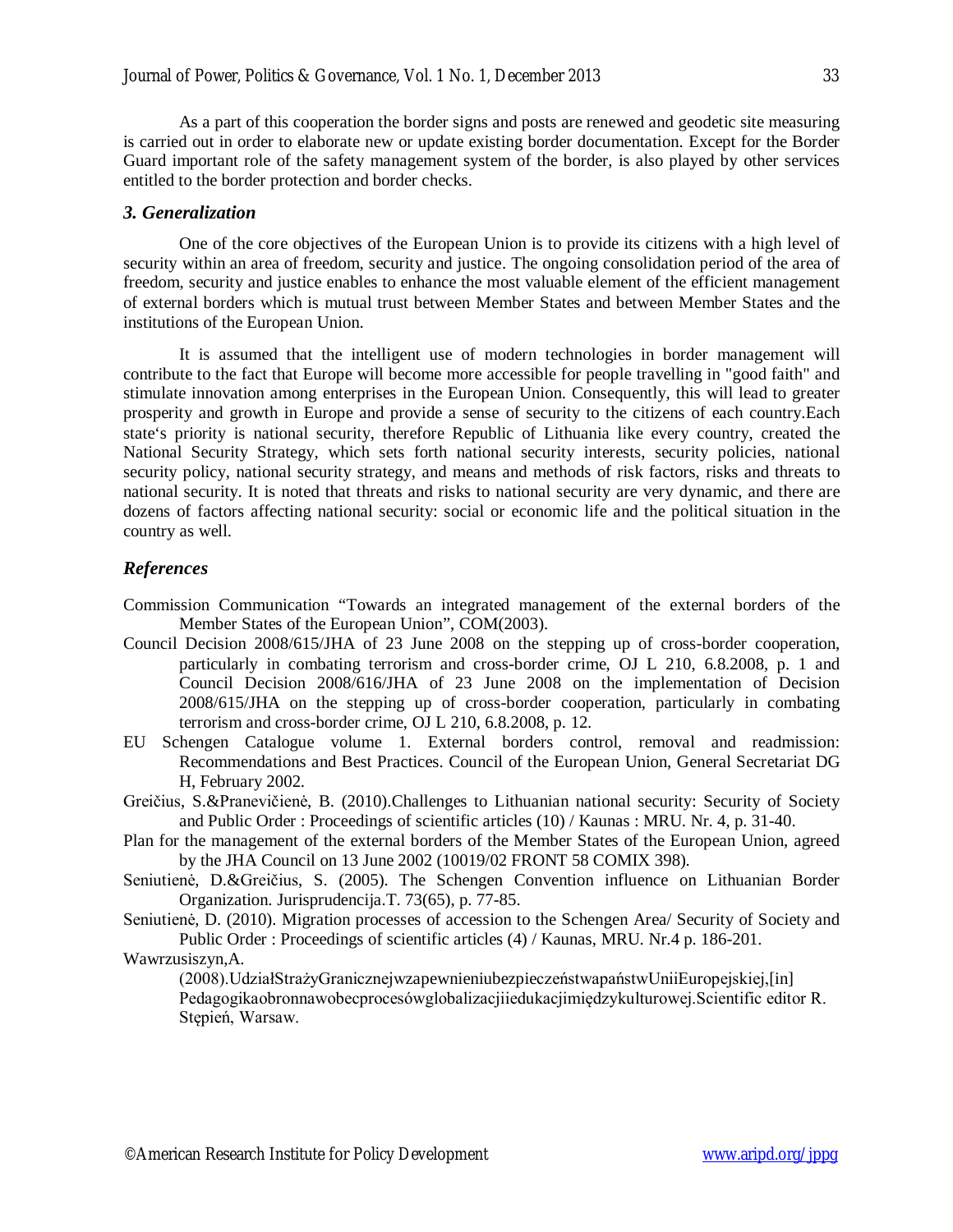As a part of this cooperation the border signs and posts are renewed and geodetic site measuring is carried out in order to elaborate new or update existing border documentation. Except for the Border Guard important role of the safety management system of the border, is also played by other services entitled to the border protection and border checks.

### *3. Generalization*

One of the core objectives of the European Union is to provide its citizens with a high level of security within an area of freedom, security and justice. The ongoing consolidation period of the area of freedom, security and justice enables to enhance the most valuable element of the efficient management of external borders which is mutual trust between Member States and between Member States and the institutions of the European Union.

It is assumed that the intelligent use of modern technologies in border management will contribute to the fact that Europe will become more accessible for people travelling in "good faith" and stimulate innovation among enterprises in the European Union. Consequently, this will lead to greater prosperity and growth in Europe and provide a sense of security to the citizens of each country.Each state‘s priority is national security, therefore Republic of Lithuania like every country, created the National Security Strategy, which sets forth national security interests, security policies, national security policy, national security strategy, and means and methods of risk factors, risks and threats to national security. It is noted that threats and risks to national security are very dynamic, and there are dozens of factors affecting national security: social or economic life and the political situation in the country as well.

### *References*

Commission Communication "Towards an integrated management of the external borders of the Member States of the European Union", COM(2003).

Council Decision 2008/615/JHA of 23 June 2008 on the stepping up of cross-border cooperation, particularly in combating terrorism and cross-border crime, OJ L 210, 6.8.2008, p. 1 and Council Decision 2008/616/JHA of 23 June 2008 on the implementation of Decision 2008/615/JHA on the stepping up of cross-border cooperation, particularly in combating terrorism and cross-border crime, OJ L 210, 6.8.2008, p. 12.

EU Schengen Catalogue volume 1. External borders control, removal and readmission: Recommendations and Best Practices. Council of the European Union, General Secretariat DG H, February 2002.

Greičius, S.&Pranevičienė, B. (2010).Challenges to Lithuanian national security: Security of Society and Public Order : Proceedings of scientific articles (10) / Kaunas : MRU. Nr. 4, p. 31-40.

Plan for the management of the external borders of the Member States of the European Union, agreed by the JHA Council on 13 June 2002 (10019/02 FRONT 58 COMIX 398).

Seniutienė, D.&Greičius, S. (2005). The Schengen Convention influence on Lithuanian Border Organization. Jurisprudencija.T. 73(65), p. 77-85.

Seniutienė, D. (2010). Migration processes of accession to the Schengen Area/ Security of Society and Public Order : Proceedings of scientific articles (4) / Kaunas, MRU. Nr.4 p. 186-201.

Wawrzusiszyn,A. (2008).UdziałStrażyGranicznejwzapewnieniubezpieczeństwapaństwUniiEuropejskiej,[in] Pedagogikaobronnawobecprocesówglobalizacjiiedukacjimiędzykulturowej.Scientific editor R. Stępień, Warsaw.